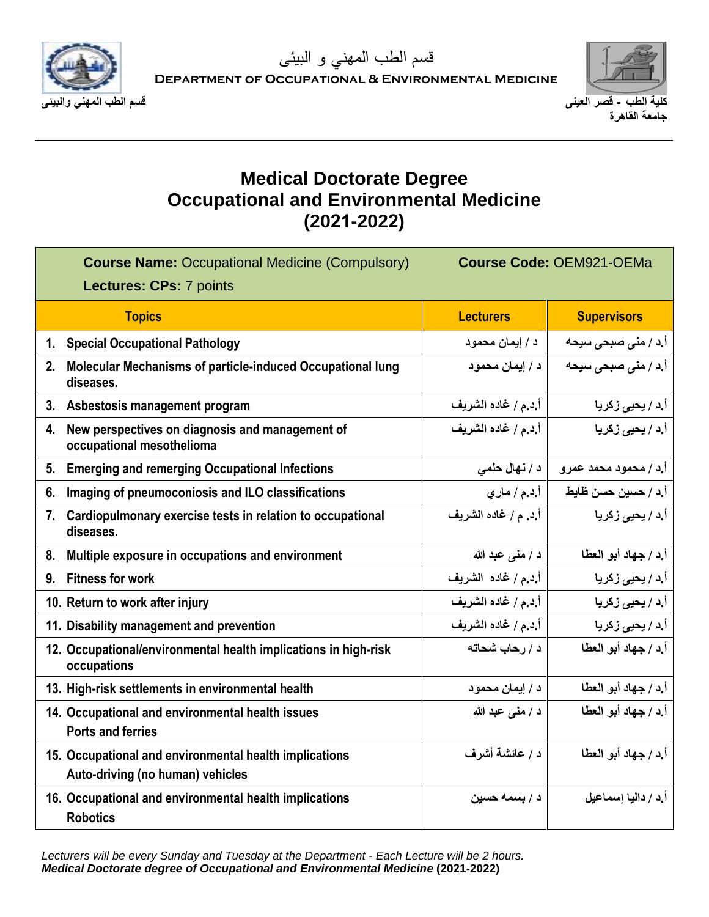قسم الطب المهني و البيئى

**Department of Occupational & Environmental Medicine**

كلية الطب - قصر العينى
جامعة القاهرة

قسم الطب المهني والبيئى

# Medical Doctorate Degree
# Occupational and Environmental Medicine
# (2021-2022)

**Course Name:** Occupational Medicine (Compulsory) **Course Code:** OEM921-OEMa

**Lectures: CPs:** 7 points

| Topics | Lecturers | Supervisors |
|---|---|---|
| 1. Special Occupational Pathology | د / إيمان محمود | أ.د / منى صبحى سيحه |
| 2. Molecular Mechanisms of particle-induced Occupational lung diseases. | د / إيمان محمود | أ.د / منى صبحى سيحه |
| 3. Asbestosis management program | أ.د.م / غاده الشريف | أ.د / يحيى زكريا |
| 4. New perspectives on diagnosis and management of occupational mesothelioma | أ.د.م / غاده الشريف | أ.د / يحيى زكريا |
| 5. Emerging and remerging Occupational Infections | د / نهال حلمي | أ.د / محمود محمد عمرو |
| 6. Imaging of pneumoconiosis and ILO classifications | أ.د.م / ماري | أ.د / حسين حسن ظايط |
| 7. Cardiopulmonary exercise tests in relation to occupational diseases. | أ.د. م / غاده الشريف | أ.د / يحيى زكريا |
| 8. Multiple exposure in occupations and environment | د / منى عبد الله | أ.د / جهاد أبو العطا |
| 9. Fitness for work | أ.د.م / غاده الشريف | أ.د / يحيى زكريا |
| 10. Return to work after injury | أ.د.م / غاده الشريف | أ.د / يحيى زكريا |
| 11. Disability management and prevention | أ.د.م / غاده الشريف | أ.د / يحيى زكريا |
| 12. Occupational/environmental health implications in high-risk occupations | د / رحاب شحاته | أ.د / جهاد أبو العطا |
| 13. High-risk settlements in environmental health | د / إيمان محمود | أ.د / جهاد أبو العطا |
| 14. Occupational and environmental health issues Ports and ferries | د / منى عبد الله | أ.د / جهاد أبو العطا |
| 15. Occupational and environmental health implications Auto-driving (no human) vehicles | د / عائشة أشرف | أ.د / جهاد أبو العطا |
| 16. Occupational and environmental health implications Robotics | د / بسمه حسين | أ.د / داليا إسماعيل |

*Lecturers will be every Sunday and Tuesday at the Department - Each Lecture will be 2 hours.*
***Medical Doctorate degree of Occupational and Environmental Medicine* (2021-2022)**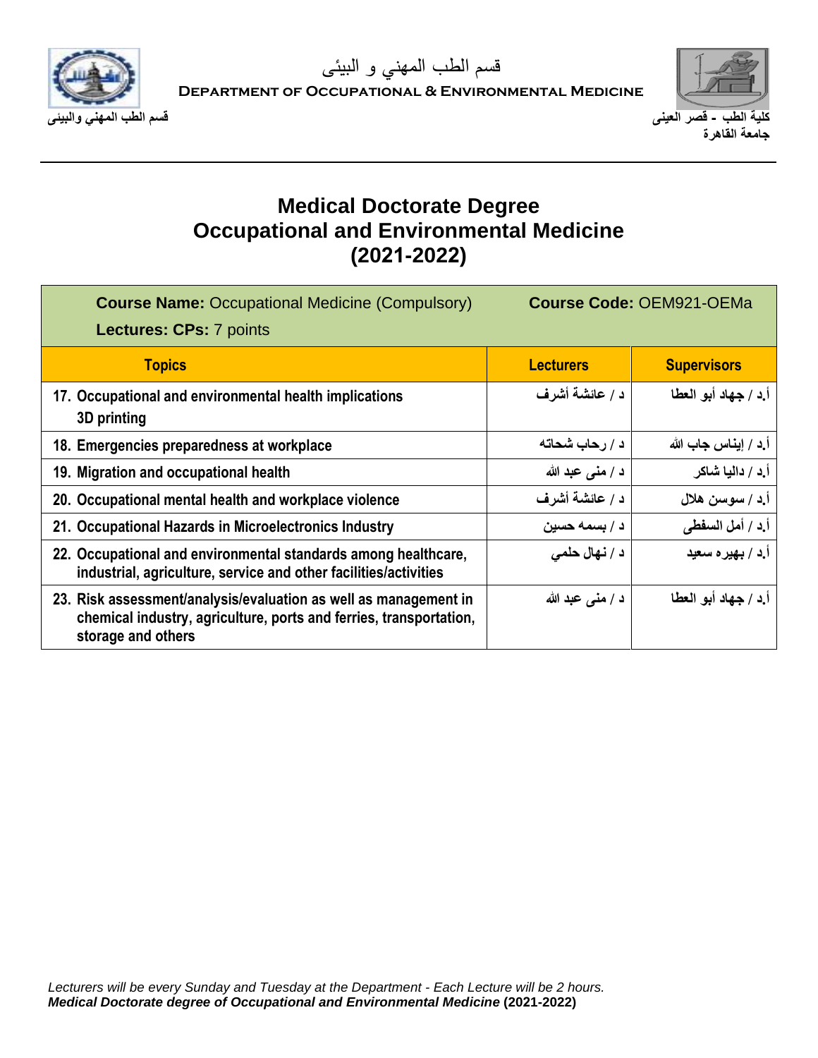# Medical Doctorate Degree
# Occupational and Environmental Medicine
# (2021-2022)

| **Course Name:** Occupational Medicine (Compulsory) **Lectures: CPs:** 7 points | **Course Code:** OEM921-OEMa | |
|---|---|---|
| **Topics** | **Lecturers** | **Supervisors** |
| 17. Occupational and environmental health implications 3D printing | د / عائشة أشرف | أ.د / جهاد أبو العطا |
| 18. Emergencies preparedness at workplace | د / رحاب شحاته | أ.د / إيناس جاب الله |
| 19. Migration and occupational health | د / منى عبد الله | أ.د / داليا شاكر |
| 20. Occupational mental health and workplace violence | د / عائشة أشرف | أ.د / سوسن هلال |
| 21. Occupational Hazards in Microelectronics Industry | د / بسمه حسين | أ.د / أمل السفطى |
| 22. Occupational and environmental standards among healthcare, industrial, agriculture, service and other facilities/activities | د / نهال حلمي | أ.د / بهيره سعيد |
| 23. Risk assessment/analysis/evaluation as well as management in chemical industry, agriculture, ports and ferries, transportation, storage and others | د / منى عبد الله | أ.د / جهاد أبو العطا |

*Lecturers will be every Sunday and Tuesday at the Department - Each Lecture will be 2 hours.*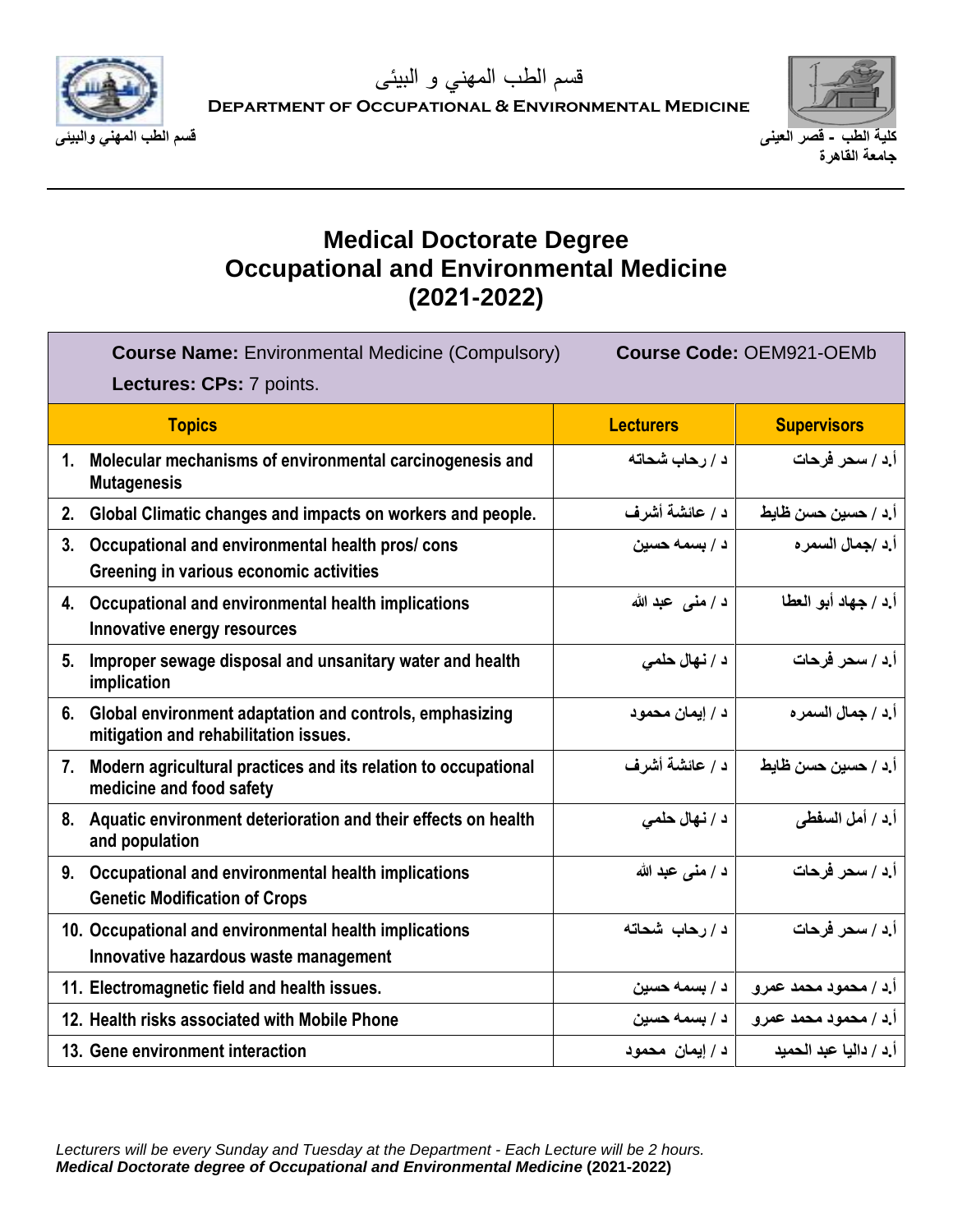قسم الطب المهني و البيئى

DEPARTMENT OF OCCUPATIONAL & ENVIRONMENTAL MEDICINE

قسم الطب المهني والبيئى

كلية الطب - قصر العينى
جامعة القاهرة

# Medical Doctorate Degree
# Occupational and Environmental Medicine
# (2021-2022)

**Course Name:** Environmental Medicine (Compulsory) **Course Code:** OEM921-OEMb

**Lectures: CPs:** 7 points.

| Topics | Lecturers | Supervisors |
|---|---|---|
| 1. Molecular mechanisms of environmental carcinogenesis and Mutagenesis | د / رحاب شحاته | أ.د / سحر فرحات |
| 2. Global Climatic changes and impacts on workers and people. | د / عائشة أشرف | أ.د / حسين حسن ظايط |
| 3. Occupational and environmental health pros/ cons Greening in various economic activities | د / بسمه حسين | أ.د /جمال السمره |
| 4. Occupational and environmental health implications Innovative energy resources | د / منى عبد الله | أ.د / جهاد أبو العطا |
| 5. Improper sewage disposal and unsanitary water and health implication | د / نهال حلمي | أ.د / سحر فرحات |
| 6. Global environment adaptation and controls, emphasizing mitigation and rehabilitation issues. | د / إيمان محمود | أ.د / جمال السمره |
| 7. Modern agricultural practices and its relation to occupational medicine and food safety | د / عائشة أشرف | أ.د / حسين حسن ظايط |
| 8. Aquatic environment deterioration and their effects on health and population | د / نهال حلمي | أ.د / أمل السفطى |
| 9. Occupational and environmental health implications Genetic Modification of Crops | د / منى عبد الله | أ.د / سحر فرحات |
| 10. Occupational and environmental health implications Innovative hazardous waste management | د / رحاب شحاته | أ.د / سحر فرحات |
| 11. Electromagnetic field and health issues. | د / بسمه حسين | أ.د / محمود محمد عمرو |
| 12. Health risks associated with Mobile Phone | د / بسمه حسين | أ.د / محمود محمد عمرو |
| 13. Gene environment interaction | د / إيمان محمود | أ.د / داليا عبد الحميد |

*Lecturers will be every Sunday and Tuesday at the Department - Each Lecture will be 2 hours.*
***Medical Doctorate degree of Occupational and Environmental Medicine* (2021-2022)**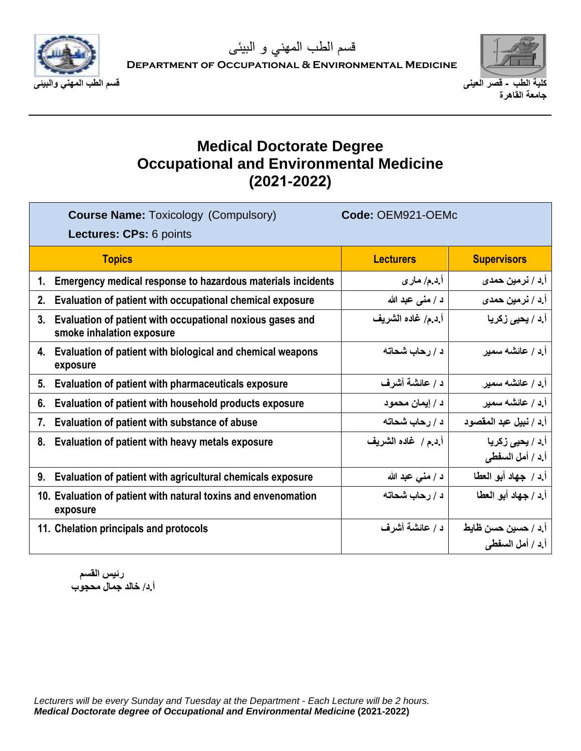قسم الطب المهني و البيئى

**DEPARTMENT OF OCCUPATIONAL & ENVIRONMENTAL MEDICINE**

**قسم الطب المهني والبيئى**

**كلية الطب - قصر العينى**
**جامعة القاهرة**

# Medical Doctorate Degree
# Occupational and Environmental Medicine
# (2021-2022)

**Course Name:** Toxicology (Compulsory) **Code:** OEM921-OEMc

**Lectures: CPs:** 6 points

| Topics | Lecturers | Supervisors |
|---|---|---|
| 1. Emergency medical response to hazardous materials incidents | أ.د.م/ مارى | أ.د / نرمين حمدى |
| 2. Evaluation of patient with occupational chemical exposure | د / منى عبد الله | أ.د / نرمين حمدى |
| 3. Evaluation of patient with occupational noxious gases and smoke inhalation exposure | أ.د.م/ غاده الشريف | أ.د / يحيى زكريا |
| 4. Evaluation of patient with biological and chemical weapons exposure | د / رحاب شحاته | أ.د / عائشه سمير |
| 5. Evaluation of patient with pharmaceuticals exposure | د / عائشة أشرف | أ.د / عائشه سمير |
| 6. Evaluation of patient with household products exposure | د / إيمان محمود | أ.د / عائشه سمير |
| 7. Evaluation of patient with substance of abuse | د / رحاب شحاته | أ.د / نبيل عبد المقصود |
| 8. Evaluation of patient with heavy metals exposure | أ.د.م / غاده الشريف | أ.د / يحيى زكريا<br>أ.د / أمل السفطى |
| 9. Evaluation of patient with agricultural chemicals exposure | د / مني عبد الله | أ.د / جهاد أبو العطا |
| 10. Evaluation of patient with natural toxins and envenomation exposure | د / رحاب شحاته | أ.د / جهاد أبو العطا |
| 11. Chelation principals and protocols | د / عائشة أشرف | أ.د / حسين حسن ظايط<br>أ.د / أمل السفطى |

**رئيس القسم**
**أ.د/ خالد جمال محجوب**

*Lecturers will be every Sunday and Tuesday at the Department - Each Lecture will be 2 hours.*
***Medical Doctorate degree of Occupational and Environmental Medicine* (2021-2022)**